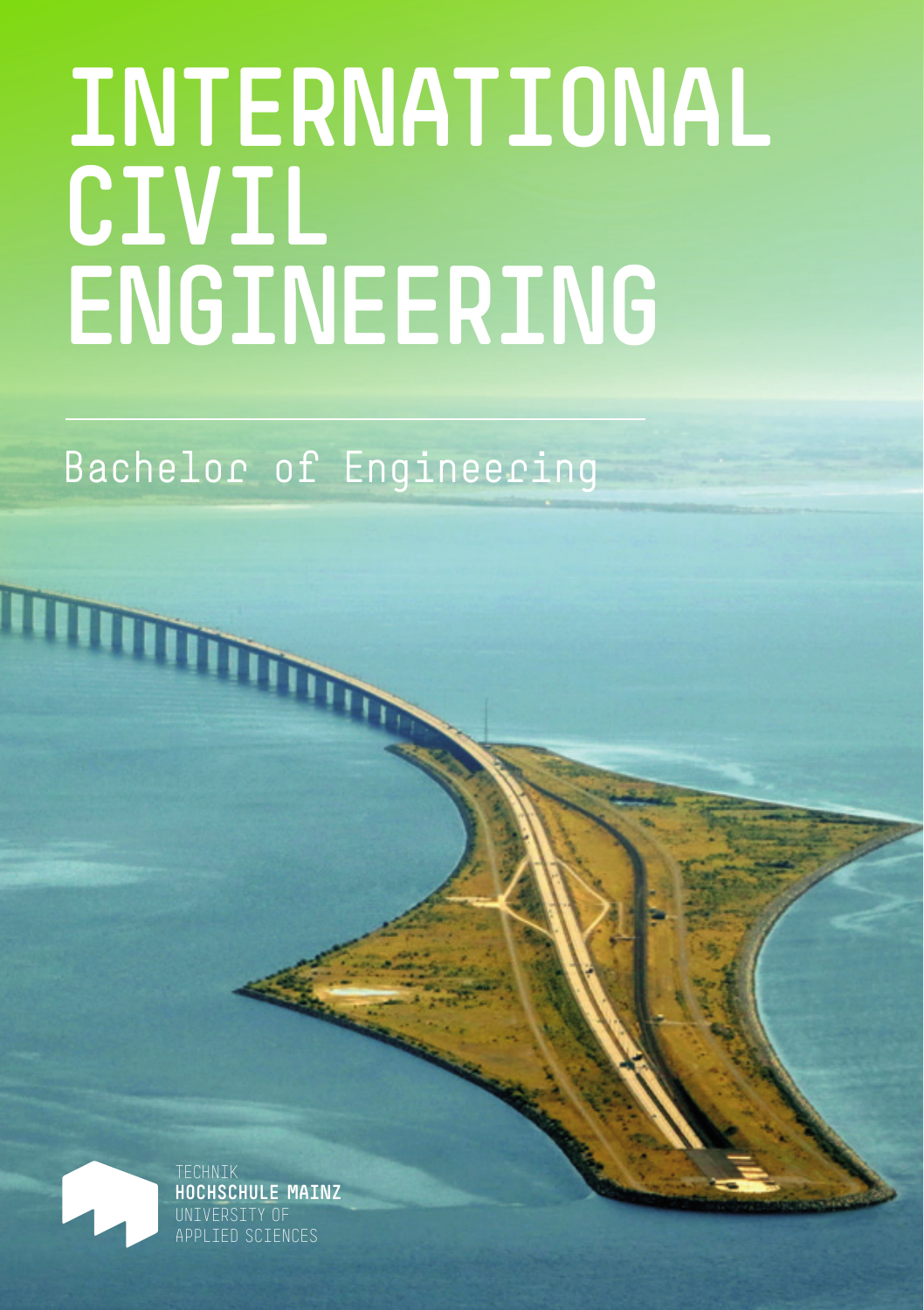# INTERNATIONAL CIVIL ENGINEERING

## Bachelor of Engineering

TECHNIK
**HOCHSCHULE MAINZ**
UNIVERSITY OF
APPLIED SCIENCES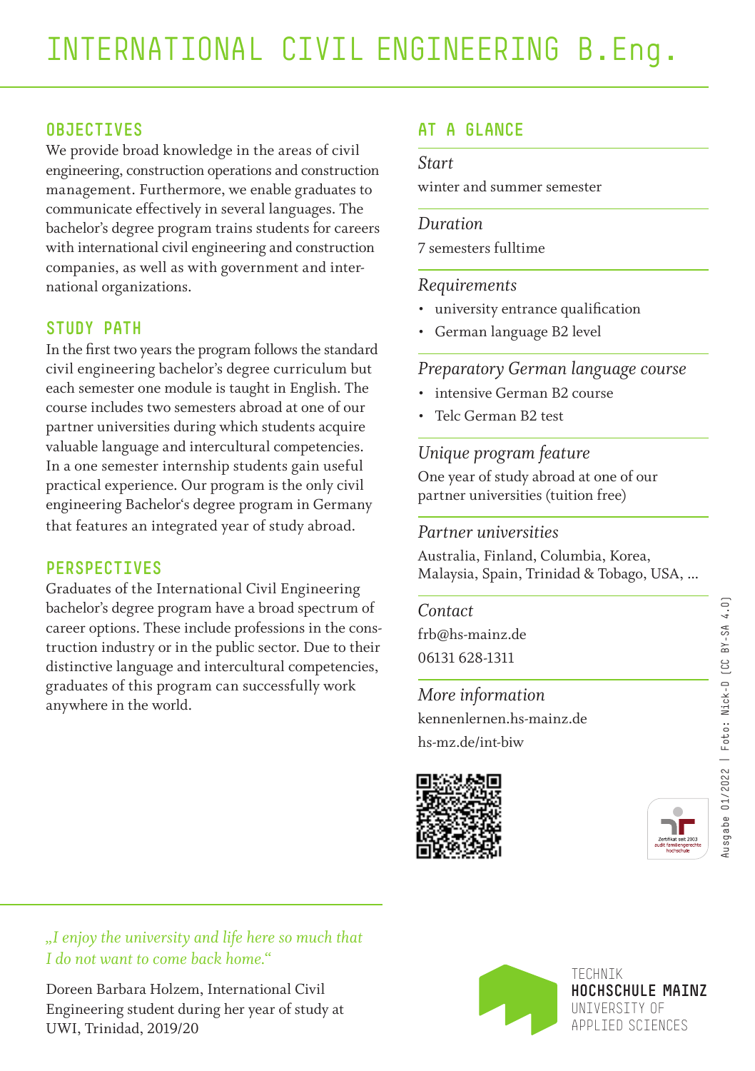# INTERNATIONAL CIVIL ENGINEERING B.Eng.

## OBJECTIVES

We provide broad knowledge in the areas of civil engineering, construction operations and construction management. Furthermore, we enable graduates to communicate effectively in several languages. The bachelor's degree program trains students for careers with international civil engineering and construction companies, as well as with government and international organizations.

## STUDY PATH

In the first two years the program follows the standard civil engineering bachelor's degree curriculum but each semester one module is taught in English. The course includes two semesters abroad at one of our partner universities during which students acquire valuable language and intercultural competencies. In a one semester internship students gain useful practical experience. Our program is the only civil engineering Bachelor's degree program in Germany that features an integrated year of study abroad.

## PERSPECTIVES

Graduates of the International Civil Engineering bachelor's degree program have a broad spectrum of career options. These include professions in the construction industry or in the public sector. Due to their distinctive language and intercultural competencies, graduates of this program can successfully work anywhere in the world.

## AT A GLANCE

*Start*

winter and summer semester

*Duration*

7 semesters fulltime

*Requirements*

- university entrance qualification
- German language B2 level

*Preparatory German language course*

- intensive German B2 course
- Telc German B2 test

*Unique program feature*

One year of study abroad at one of our partner universities (tuition free)

*Partner universities*

Australia, Finland, Columbia, Korea, Malaysia, Spain, Trinidad & Tobago, USA, ...

*Contact*

frb@hs-mainz.de

06131 628-1311

*More information*

kennenlernen.hs-mainz.de

hs-mz.de/int-biw

Zertifikat seit 2003 audit familiengerechte hochschule

*„I enjoy the university and life here so much that I do not want to come back home."*

Doreen Barbara Holzem, International Civil Engineering student during her year of study at UWI, Trinidad, 2019/20

TECHNIK
**HOCHSCHULE MAINZ**
UNIVERSITY OF APPLIED SCIENCES

Ausgabe 01/2022 | Foto: Nick-D (CC BY-SA 4.0)